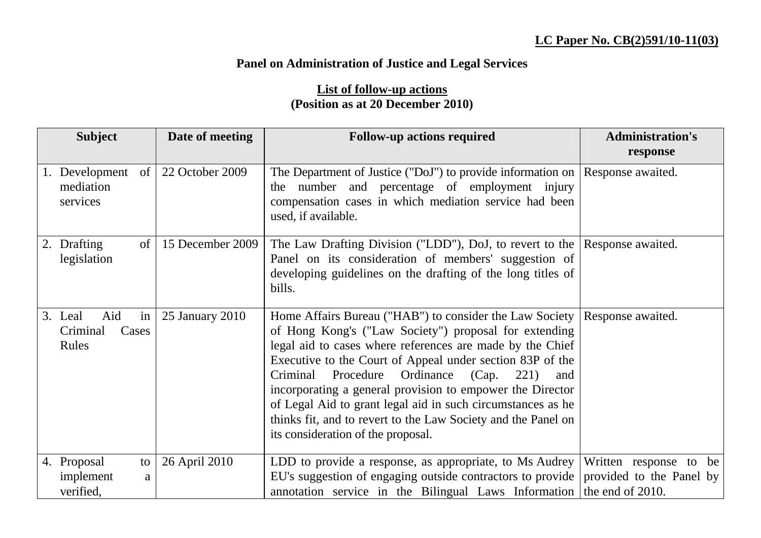**LC Paper No. CB(2)591/10-11(03)**

**Panel on Administration of Justice and Legal Services**

**List of follow-up actions**
**(Position as at 20 December 2010)**

| Subject | Date of meeting | Follow-up actions required | Administration's response |
|---|---|---|---|
| 1. Development of mediation services | 22 October 2009 | The Department of Justice ("DoJ") to provide information on the number and percentage of employment injury compensation cases in which mediation service had been used, if available. | Response awaited. |
| 2. Drafting of legislation | 15 December 2009 | The Law Drafting Division ("LDD"), DoJ, to revert to the Panel on its consideration of members' suggestion of developing guidelines on the drafting of the long titles of bills. | Response awaited. |
| 3. Leal Aid in Criminal Cases Rules | 25 January 2010 | Home Affairs Bureau ("HAB") to consider the Law Society of Hong Kong's ("Law Society") proposal for extending legal aid to cases where references are made by the Chief Executive to the Court of Appeal under section 83P of the Criminal Procedure Ordinance (Cap. 221) and incorporating a general provision to empower the Director of Legal Aid to grant legal aid in such circumstances as he thinks fit, and to revert to the Law Society and the Panel on its consideration of the proposal. | Response awaited. |
| 4. Proposal to implement a verified, | 26 April 2010 | LDD to provide a response, as appropriate, to Ms Audrey EU's suggestion of engaging outside contractors to provide annotation service in the Bilingual Laws Information | Written response to be provided to the Panel by the end of 2010. |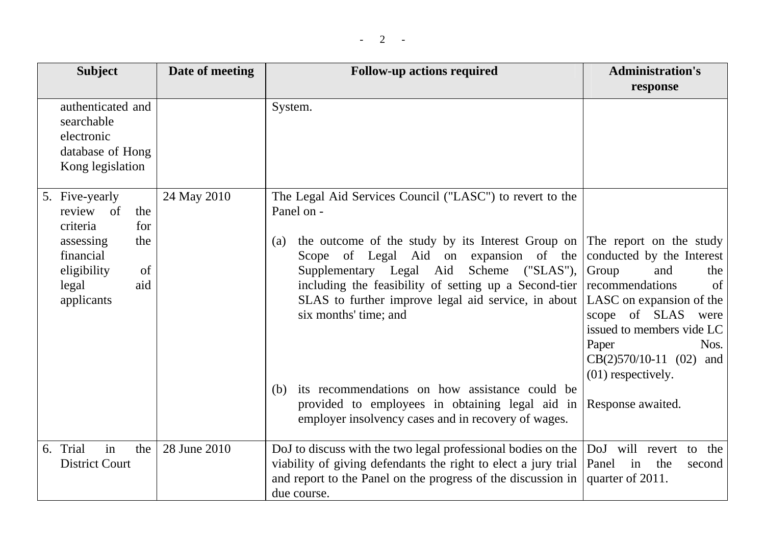| Subject | Date of meeting | Follow-up actions required | Administration's response |
|---|---|---|---|
| authenticated and searchable electronic database of Hong Kong legislation | | System. | |
| 5. Five-yearly review of the criteria for assessing the financial eligibility of legal aid applicants | 24 May 2010 | The Legal Aid Services Council ("LASC") to revert to the Panel on -<br><br>(a) the outcome of the study by its Interest Group on Scope of Legal Aid on expansion of the Supplementary Legal Aid Scheme ("SLAS"), including the feasibility of setting up a Second-tier SLAS to further improve legal aid service, in about six months' time; and<br><br>(b) its recommendations on how assistance could be provided to employees in obtaining legal aid in employer insolvency cases and in recovery of wages. | The report on the study conducted by the Interest Group and the recommendations of LASC on expansion of the scope of SLAS were issued to members vide LC Paper Nos. CB(2)570/10-11 (02) and (01) respectively.<br><br>Response awaited. |
| 6. Trial in the District Court | 28 June 2010 | DoJ to discuss with the two legal professional bodies on the viability of giving defendants the right to elect a jury trial and report to the Panel on the progress of the discussion in due course. | DoJ will revert to the Panel in the second quarter of 2011. |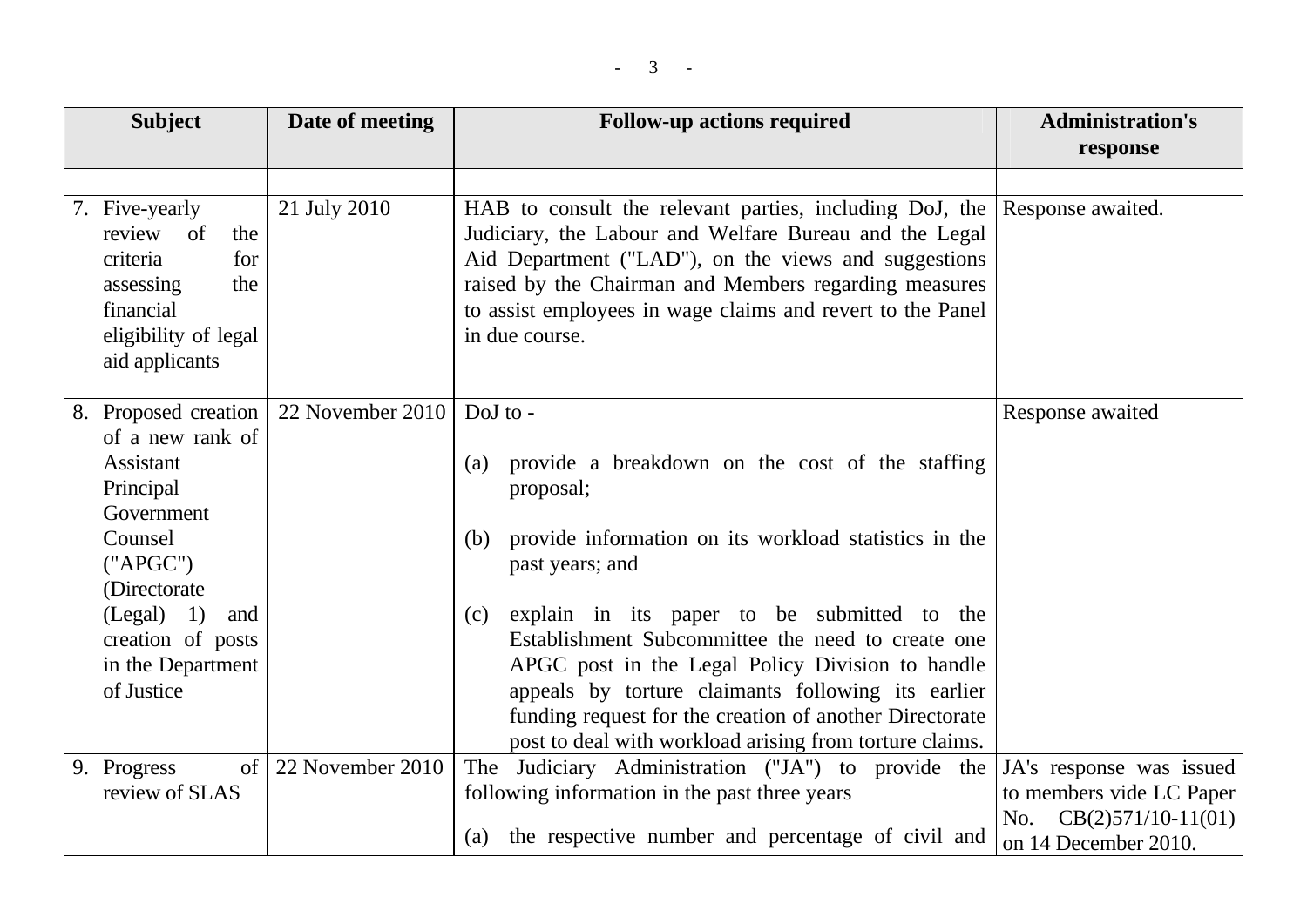| Subject | Date of meeting | Follow-up actions required | Administration's response |
|---|---|---|---|
| | | | |
| 7. Five-yearly review of the criteria for assessing the financial eligibility of legal aid applicants | 21 July 2010 | HAB to consult the relevant parties, including DoJ, the Judiciary, the Labour and Welfare Bureau and the Legal Aid Department ("LAD"), on the views and suggestions raised by the Chairman and Members regarding measures to assist employees in wage claims and revert to the Panel in due course. | Response awaited. |
| 8. Proposed creation of a new rank of Assistant Principal Government Counsel ("APGC") (Directorate (Legal) 1) and creation of posts in the Department of Justice | 22 November 2010 | DoJ to - <br><br>(a) provide a breakdown on the cost of the staffing proposal; <br><br>(b) provide information on its workload statistics in the past years; and <br><br>(c) explain in its paper to be submitted to the Establishment Subcommittee the need to create one APGC post in the Legal Policy Division to handle appeals by torture claimants following its earlier funding request for the creation of another Directorate post to deal with workload arising from torture claims. | Response awaited |
| 9. Progress of review of SLAS | 22 November 2010 | The Judiciary Administration ("JA") to provide the following information in the past three years <br><br>(a) the respective number and percentage of civil and | JA's response was issued to members vide LC Paper No. CB(2)571/10-11(01) on 14 December 2010. |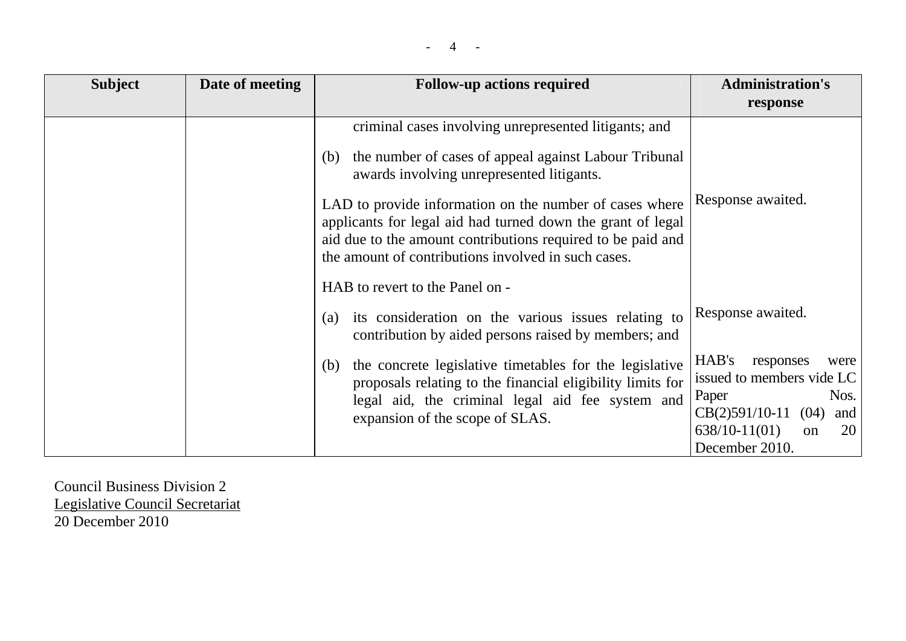| Subject | Date of meeting | Follow-up actions required | Administration's response |
|---|---|---|---|
| | | criminal cases involving unrepresented litigants; and | |
| | | (b) the number of cases of appeal against Labour Tribunal awards involving unrepresented litigants. | |
| | | LAD to provide information on the number of cases where applicants for legal aid had turned down the grant of legal aid due to the amount contributions required to be paid and the amount of contributions involved in such cases. | Response awaited. |
| | | HAB to revert to the Panel on - | |
| | | (a) its consideration on the various issues relating to contribution by aided persons raised by members; and | Response awaited. |
| | | (b) the concrete legislative timetables for the legislative proposals relating to the financial eligibility limits for legal aid, the criminal legal aid fee system and expansion of the scope of SLAS. | HAB's responses were issued to members vide LC Paper Nos. CB(2)591/10-11 (04) and 638/10-11(01) on 20 December 2010. |

Council Business Division 2
Legislative Council Secretariat
20 December 2010